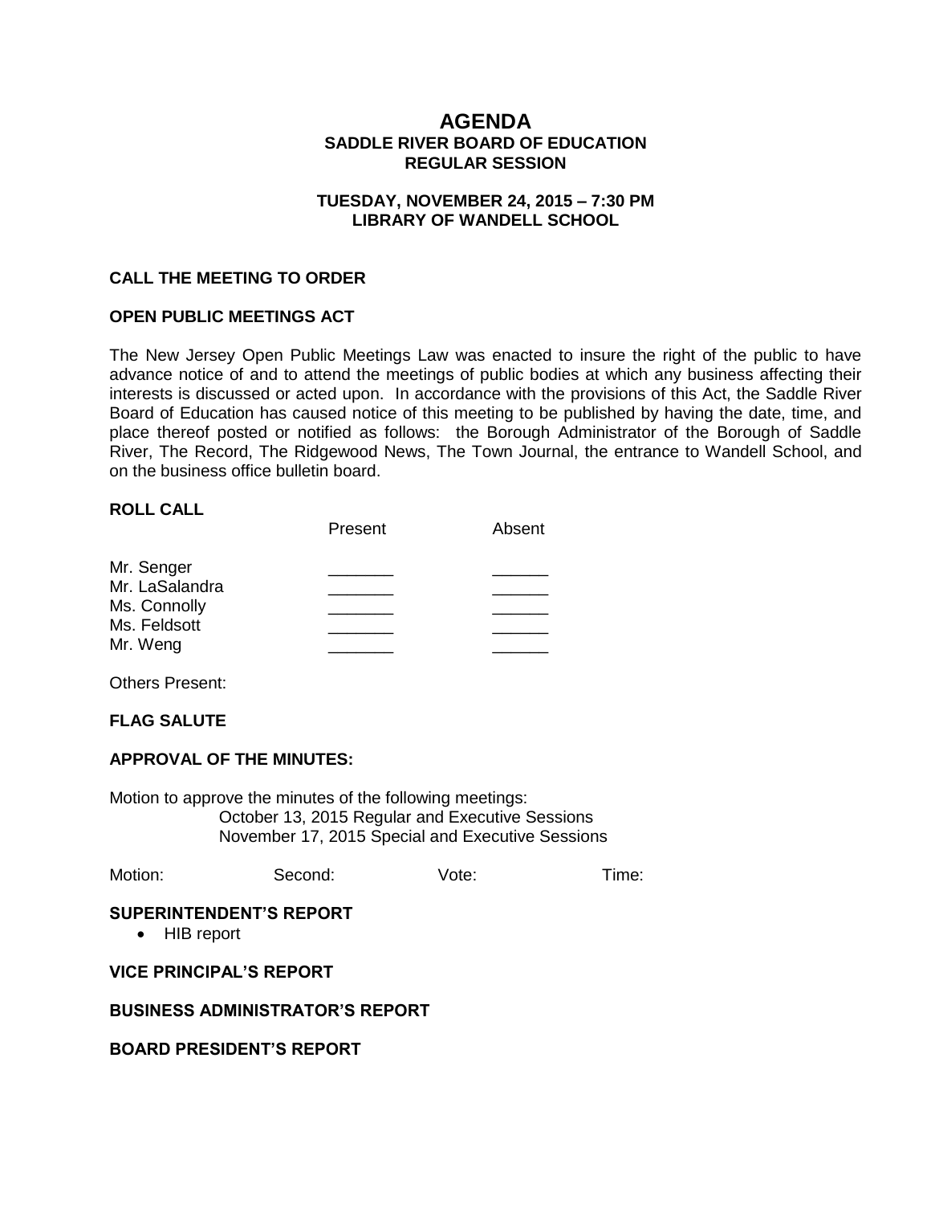# AGENDA

## SADDLE RIVER BOARD OF EDUCATION
## REGULAR SESSION

### TUESDAY, NOVEMBER 24, 2015 – 7:30 PM
### LIBRARY OF WANDELL SCHOOL

**CALL THE MEETING TO ORDER**

**OPEN PUBLIC MEETINGS ACT**

The New Jersey Open Public Meetings Law was enacted to insure the right of the public to have advance notice of and to attend the meetings of public bodies at which any business affecting their interests is discussed or acted upon. In accordance with the provisions of this Act, the Saddle River Board of Education has caused notice of this meeting to be published by having the date, time, and place thereof posted or notified as follows: the Borough Administrator of the Borough of Saddle River, The Record, The Ridgewood News, The Town Journal, the entrance to Wandell School, and on the business office bulletin board.

**ROLL CALL**

| | Present | Absent |
|---|---|---|
| Mr. Senger | _______ | ______ |
| Mr. LaSalandra | _______ | ______ |
| Ms. Connolly | _______ | ______ |
| Ms. Feldsott | _______ | ______ |
| Mr. Weng | _______ | ______ |

Others Present:

**FLAG SALUTE**

**APPROVAL OF THE MINUTES:**

Motion to approve the minutes of the following meetings:
October 13, 2015 Regular and Executive Sessions
November 17, 2015 Special and Executive Sessions

Motion: Second: Vote: Time:

**SUPERINTENDENT'S REPORT**

- HIB report

**VICE PRINCIPAL'S REPORT**

**BUSINESS ADMINISTRATOR'S REPORT**

**BOARD PRESIDENT'S REPORT**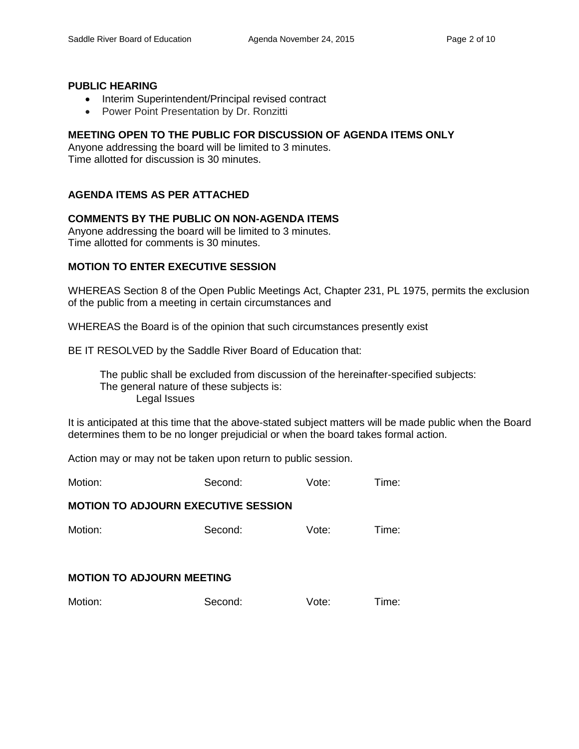**PUBLIC HEARING**

- Interim Superintendent/Principal revised contract
- Power Point Presentation by Dr. Ronzitti

**MEETING OPEN TO THE PUBLIC FOR DISCUSSION OF AGENDA ITEMS ONLY**

Anyone addressing the board will be limited to 3 minutes.
Time allotted for discussion is 30 minutes.

**AGENDA ITEMS AS PER ATTACHED**

**COMMENTS BY THE PUBLIC ON NON-AGENDA ITEMS**

Anyone addressing the board will be limited to 3 minutes.
Time allotted for comments is 30 minutes.

**MOTION TO ENTER EXECUTIVE SESSION**

WHEREAS Section 8 of the Open Public Meetings Act, Chapter 231, PL 1975, permits the exclusion of the public from a meeting in certain circumstances and

WHEREAS the Board is of the opinion that such circumstances presently exist

BE IT RESOLVED by the Saddle River Board of Education that:

> The public shall be excluded from discussion of the hereinafter-specified subjects:
> The general nature of these subjects is:
> > Legal Issues

It is anticipated at this time that the above-stated subject matters will be made public when the Board determines them to be no longer prejudicial or when the board takes formal action.

Action may or may not be taken upon return to public session.

Motion: Second: Vote: Time:

**MOTION TO ADJOURN EXECUTIVE SESSION**

Motion: Second: Vote: Time:

**MOTION TO ADJOURN MEETING**

Motion: Second: Vote: Time: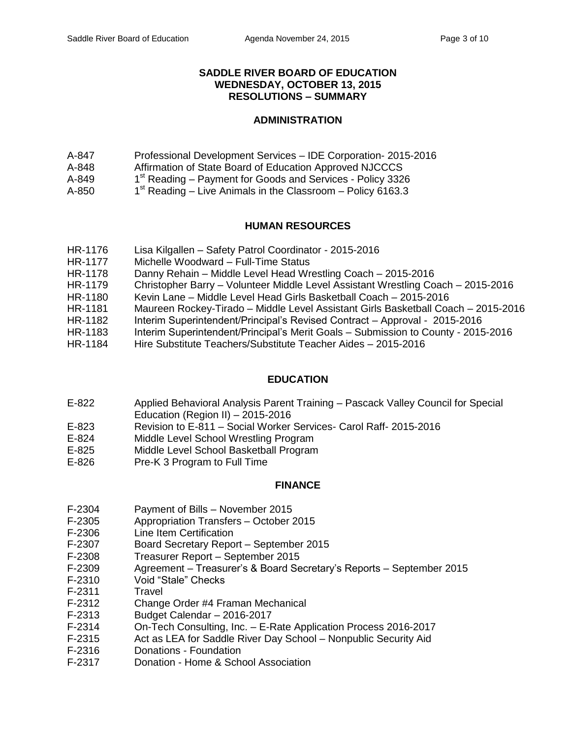## SADDLE RIVER BOARD OF EDUCATION
## WEDNESDAY, OCTOBER 13, 2015
## RESOLUTIONS – SUMMARY

### ADMINISTRATION

| | |
|---|---|
| A-847 | Professional Development Services – IDE Corporation- 2015-2016 |
| A-848 | Affirmation of State Board of Education Approved NJCCCS |
| A-849 | 1st Reading – Payment for Goods and Services - Policy 3326 |
| A-850 | 1st Reading – Live Animals in the Classroom – Policy 6163.3 |

### HUMAN RESOURCES

| | |
|---|---|
| HR-1176 | Lisa Kilgallen – Safety Patrol Coordinator - 2015-2016 |
| HR-1177 | Michelle Woodward – Full-Time Status |
| HR-1178 | Danny Rehain – Middle Level Head Wrestling Coach – 2015-2016 |
| HR-1179 | Christopher Barry – Volunteer Middle Level Assistant Wrestling Coach – 2015-2016 |
| HR-1180 | Kevin Lane – Middle Level Head Girls Basketball Coach – 2015-2016 |
| HR-1181 | Maureen Rockey-Tirado – Middle Level Assistant Girls Basketball Coach – 2015-2016 |
| HR-1182 | Interim Superintendent/Principal's Revised Contract – Approval - 2015-2016 |
| HR-1183 | Interim Superintendent/Principal's Merit Goals – Submission to County - 2015-2016 |
| HR-1184 | Hire Substitute Teachers/Substitute Teacher Aides – 2015-2016 |

### EDUCATION

| | |
|---|---|
| E-822 | Applied Behavioral Analysis Parent Training – Pascack Valley Council for Special Education (Region II) – 2015-2016 |
| E-823 | Revision to E-811 – Social Worker Services- Carol Raff- 2015-2016 |
| E-824 | Middle Level School Wrestling Program |
| E-825 | Middle Level School Basketball Program |
| E-826 | Pre-K 3 Program to Full Time |

### FINANCE

| | |
|---|---|
| F-2304 | Payment of Bills – November 2015 |
| F-2305 | Appropriation Transfers – October 2015 |
| F-2306 | Line Item Certification |
| F-2307 | Board Secretary Report – September 2015 |
| F-2308 | Treasurer Report – September 2015 |
| F-2309 | Agreement – Treasurer's & Board Secretary's Reports – September 2015 |
| F-2310 | Void "Stale" Checks |
| F-2311 | Travel |
| F-2312 | Change Order #4 Framan Mechanical |
| F-2313 | Budget Calendar – 2016-2017 |
| F-2314 | On-Tech Consulting, Inc. – E-Rate Application Process 2016-2017 |
| F-2315 | Act as LEA for Saddle River Day School – Nonpublic Security Aid |
| F-2316 | Donations - Foundation |
| F-2317 | Donation - Home & School Association |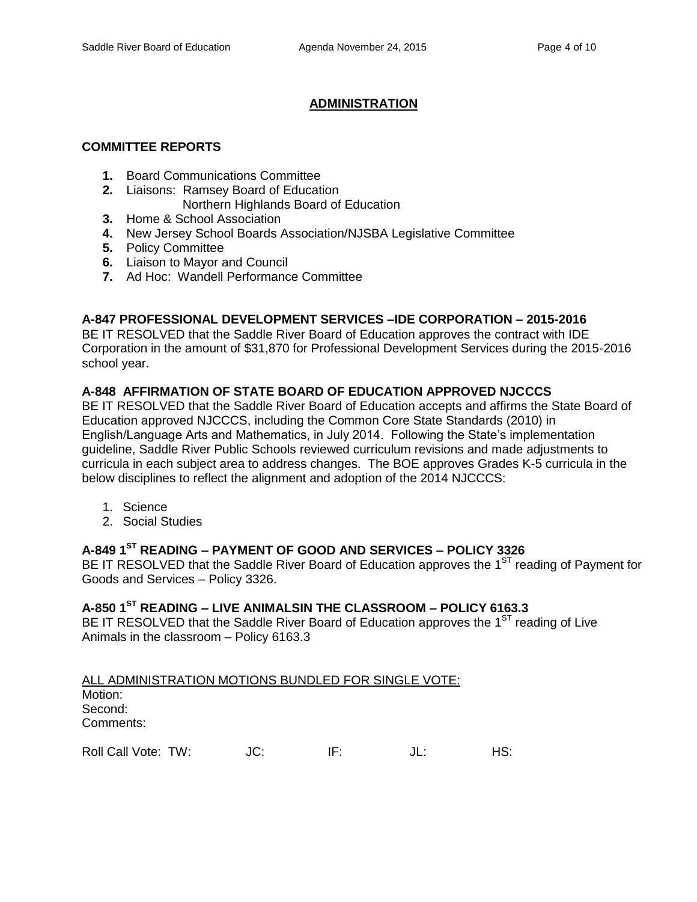## ADMINISTRATION

### COMMITTEE REPORTS

1. Board Communications Committee
2. Liaisons: Ramsey Board of Education
   Northern Highlands Board of Education
3. Home & School Association
4. New Jersey School Boards Association/NJSBA Legislative Committee
5. Policy Committee
6. Liaison to Mayor and Council
7. Ad Hoc: Wandell Performance Committee

**A-847 PROFESSIONAL DEVELOPMENT SERVICES –IDE CORPORATION – 2015-2016**
BE IT RESOLVED that the Saddle River Board of Education approves the contract with IDE Corporation in the amount of $31,870 for Professional Development Services during the 2015-2016 school year.

**A-848 AFFIRMATION OF STATE BOARD OF EDUCATION APPROVED NJCCCS**
BE IT RESOLVED that the Saddle River Board of Education accepts and affirms the State Board of Education approved NJCCCS, including the Common Core State Standards (2010) in English/Language Arts and Mathematics, in July 2014. Following the State's implementation guideline, Saddle River Public Schools reviewed curriculum revisions and made adjustments to curricula in each subject area to address changes. The BOE approves Grades K-5 curricula in the below disciplines to reflect the alignment and adoption of the 2014 NJCCCS:

1. Science
2. Social Studies

**A-849 1ST READING – PAYMENT OF GOOD AND SERVICES – POLICY 3326**
BE IT RESOLVED that the Saddle River Board of Education approves the 1ST reading of Payment for Goods and Services – Policy 3326.

**A-850 1ST READING – LIVE ANIMALSIN THE CLASSROOM – POLICY 6163.3**
BE IT RESOLVED that the Saddle River Board of Education approves the 1ST reading of Live Animals in the classroom – Policy 6163.3

ALL ADMINISTRATION MOTIONS BUNDLED FOR SINGLE VOTE:
Motion:
Second:
Comments:

Roll Call Vote: TW: JC: IF: JL: HS: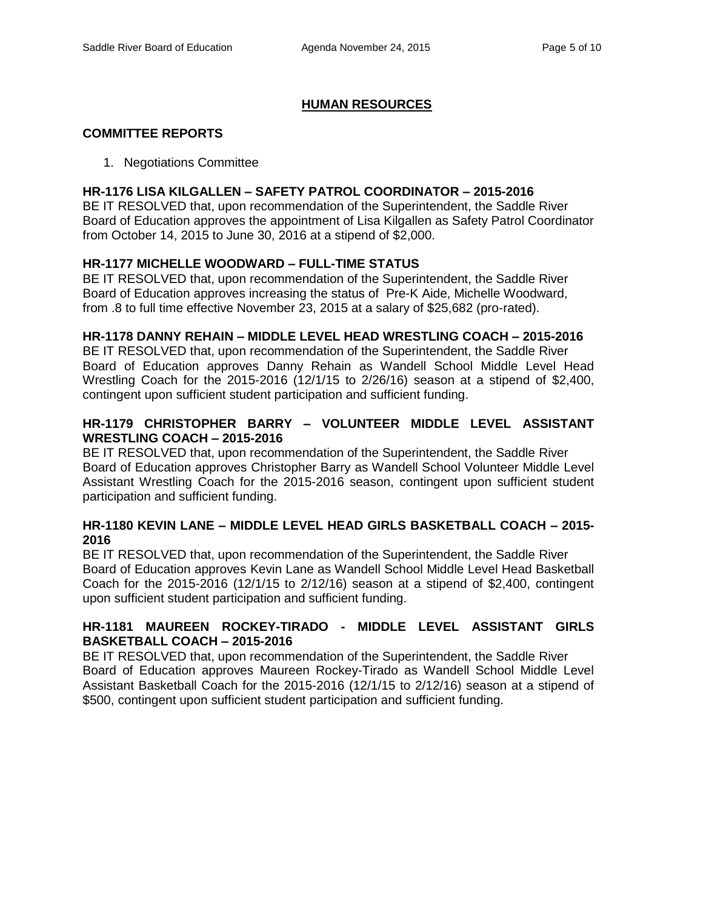## HUMAN RESOURCES

### COMMITTEE REPORTS

1. Negotiations Committee

### HR-1176 LISA KILGALLEN – SAFETY PATROL COORDINATOR – 2015-2016

BE IT RESOLVED that, upon recommendation of the Superintendent, the Saddle River Board of Education approves the appointment of Lisa Kilgallen as Safety Patrol Coordinator from October 14, 2015 to June 30, 2016 at a stipend of $2,000.

### HR-1177 MICHELLE WOODWARD – FULL-TIME STATUS

BE IT RESOLVED that, upon recommendation of the Superintendent, the Saddle River Board of Education approves increasing the status of Pre-K Aide, Michelle Woodward, from .8 to full time effective November 23, 2015 at a salary of $25,682 (pro-rated).

### HR-1178 DANNY REHAIN – MIDDLE LEVEL HEAD WRESTLING COACH – 2015-2016

BE IT RESOLVED that, upon recommendation of the Superintendent, the Saddle River Board of Education approves Danny Rehain as Wandell School Middle Level Head Wrestling Coach for the 2015-2016 (12/1/15 to 2/26/16) season at a stipend of $2,400, contingent upon sufficient student participation and sufficient funding.

### HR-1179 CHRISTOPHER BARRY – VOLUNTEER MIDDLE LEVEL ASSISTANT WRESTLING COACH – 2015-2016

BE IT RESOLVED that, upon recommendation of the Superintendent, the Saddle River Board of Education approves Christopher Barry as Wandell School Volunteer Middle Level Assistant Wrestling Coach for the 2015-2016 season, contingent upon sufficient student participation and sufficient funding.

### HR-1180 KEVIN LANE – MIDDLE LEVEL HEAD GIRLS BASKETBALL COACH – 2015-2016

BE IT RESOLVED that, upon recommendation of the Superintendent, the Saddle River Board of Education approves Kevin Lane as Wandell School Middle Level Head Basketball Coach for the 2015-2016 (12/1/15 to 2/12/16) season at a stipend of $2,400, contingent upon sufficient student participation and sufficient funding.

### HR-1181 MAUREEN ROCKEY-TIRADO - MIDDLE LEVEL ASSISTANT GIRLS BASKETBALL COACH – 2015-2016

BE IT RESOLVED that, upon recommendation of the Superintendent, the Saddle River Board of Education approves Maureen Rockey-Tirado as Wandell School Middle Level Assistant Basketball Coach for the 2015-2016 (12/1/15 to 2/12/16) season at a stipend of $500, contingent upon sufficient student participation and sufficient funding.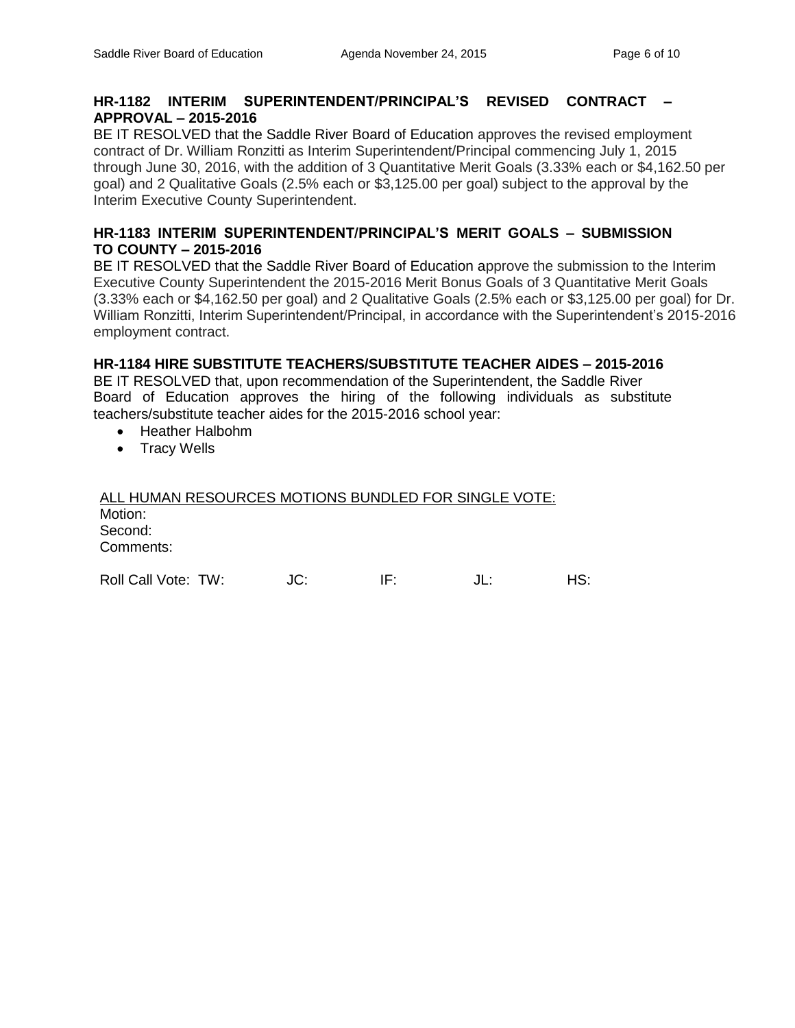**HR-1182 INTERIM SUPERINTENDENT/PRINCIPAL'S REVISED CONTRACT – APPROVAL – 2015-2016**

BE IT RESOLVED that the Saddle River Board of Education approves the revised employment contract of Dr. William Ronzitti as Interim Superintendent/Principal commencing July 1, 2015 through June 30, 2016, with the addition of 3 Quantitative Merit Goals (3.33% each or $4,162.50 per goal) and 2 Qualitative Goals (2.5% each or $3,125.00 per goal) subject to the approval by the Interim Executive County Superintendent.

**HR-1183 INTERIM SUPERINTENDENT/PRINCIPAL'S MERIT GOALS – SUBMISSION TO COUNTY – 2015-2016**

BE IT RESOLVED that the Saddle River Board of Education approve the submission to the Interim Executive County Superintendent the 2015-2016 Merit Bonus Goals of 3 Quantitative Merit Goals (3.33% each or $4,162.50 per goal) and 2 Qualitative Goals (2.5% each or $3,125.00 per goal) for Dr. William Ronzitti, Interim Superintendent/Principal, in accordance with the Superintendent's 2015-2016 employment contract.

**HR-1184 HIRE SUBSTITUTE TEACHERS/SUBSTITUTE TEACHER AIDES – 2015-2016**

BE IT RESOLVED that, upon recommendation of the Superintendent, the Saddle River Board of Education approves the hiring of the following individuals as substitute teachers/substitute teacher aides for the 2015-2016 school year:

- Heather Halbohm
- Tracy Wells

ALL HUMAN RESOURCES MOTIONS BUNDLED FOR SINGLE VOTE:

Motion:
Second:
Comments:

Roll Call Vote: TW: JC: IF: JL: HS: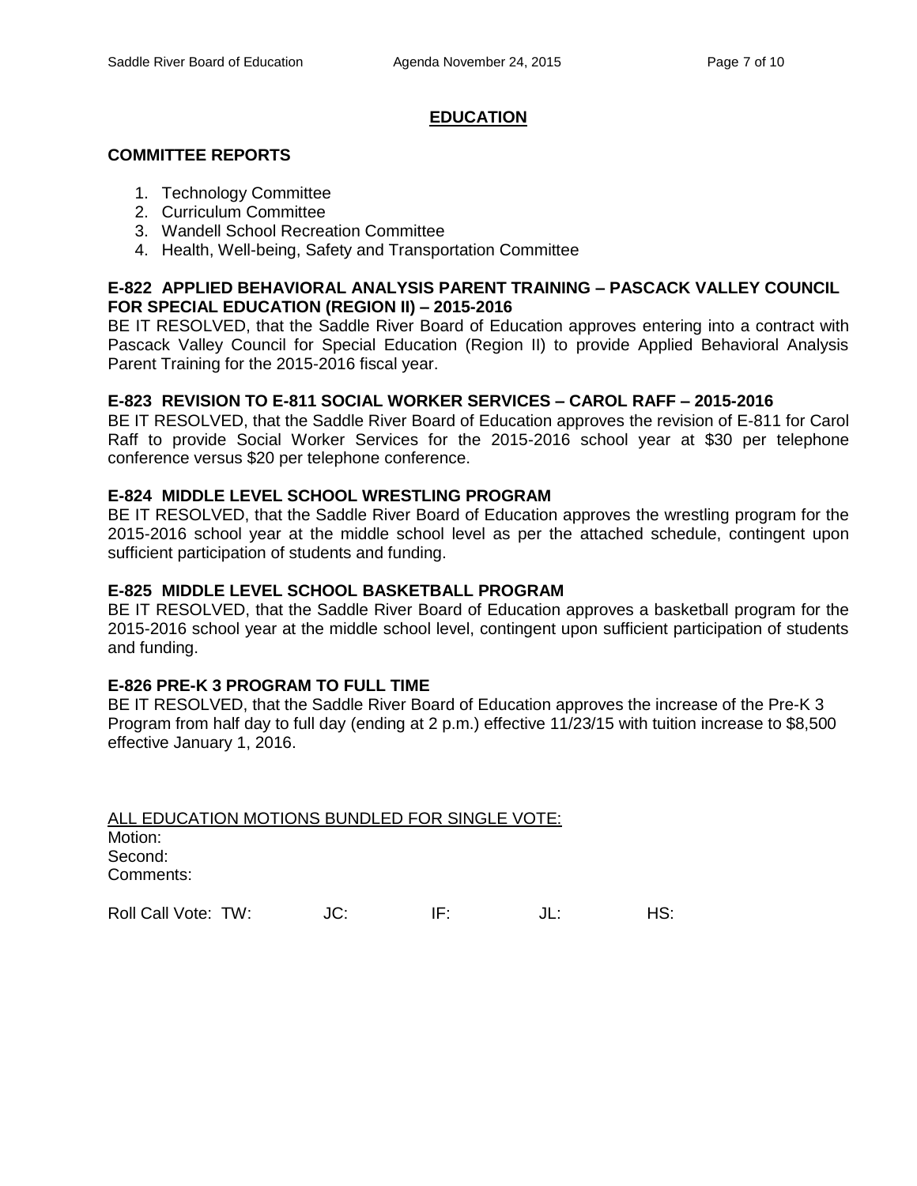## EDUCATION

### COMMITTEE REPORTS

1. Technology Committee
2. Curriculum Committee
3. Wandell School Recreation Committee
4. Health, Well-being, Safety and Transportation Committee

**E-822 APPLIED BEHAVIORAL ANALYSIS PARENT TRAINING – PASCACK VALLEY COUNCIL FOR SPECIAL EDUCATION (REGION II) – 2015-2016**

BE IT RESOLVED, that the Saddle River Board of Education approves entering into a contract with Pascack Valley Council for Special Education (Region II) to provide Applied Behavioral Analysis Parent Training for the 2015-2016 fiscal year.

**E-823 REVISION TO E-811 SOCIAL WORKER SERVICES – CAROL RAFF – 2015-2016**

BE IT RESOLVED, that the Saddle River Board of Education approves the revision of E-811 for Carol Raff to provide Social Worker Services for the 2015-2016 school year at $30 per telephone conference versus $20 per telephone conference.

**E-824 MIDDLE LEVEL SCHOOL WRESTLING PROGRAM**

BE IT RESOLVED, that the Saddle River Board of Education approves the wrestling program for the 2015-2016 school year at the middle school level as per the attached schedule, contingent upon sufficient participation of students and funding.

**E-825 MIDDLE LEVEL SCHOOL BASKETBALL PROGRAM**

BE IT RESOLVED, that the Saddle River Board of Education approves a basketball program for the 2015-2016 school year at the middle school level, contingent upon sufficient participation of students and funding.

**E-826 PRE-K 3 PROGRAM TO FULL TIME**

BE IT RESOLVED, that the Saddle River Board of Education approves the increase of the Pre-K 3 Program from half day to full day (ending at 2 p.m.) effective 11/23/15 with tuition increase to $8,500 effective January 1, 2016.

<u>ALL EDUCATION MOTIONS BUNDLED FOR SINGLE VOTE:</u>

Motion:
Second:
Comments:

Roll Call Vote: TW: JC: IF: JL: HS: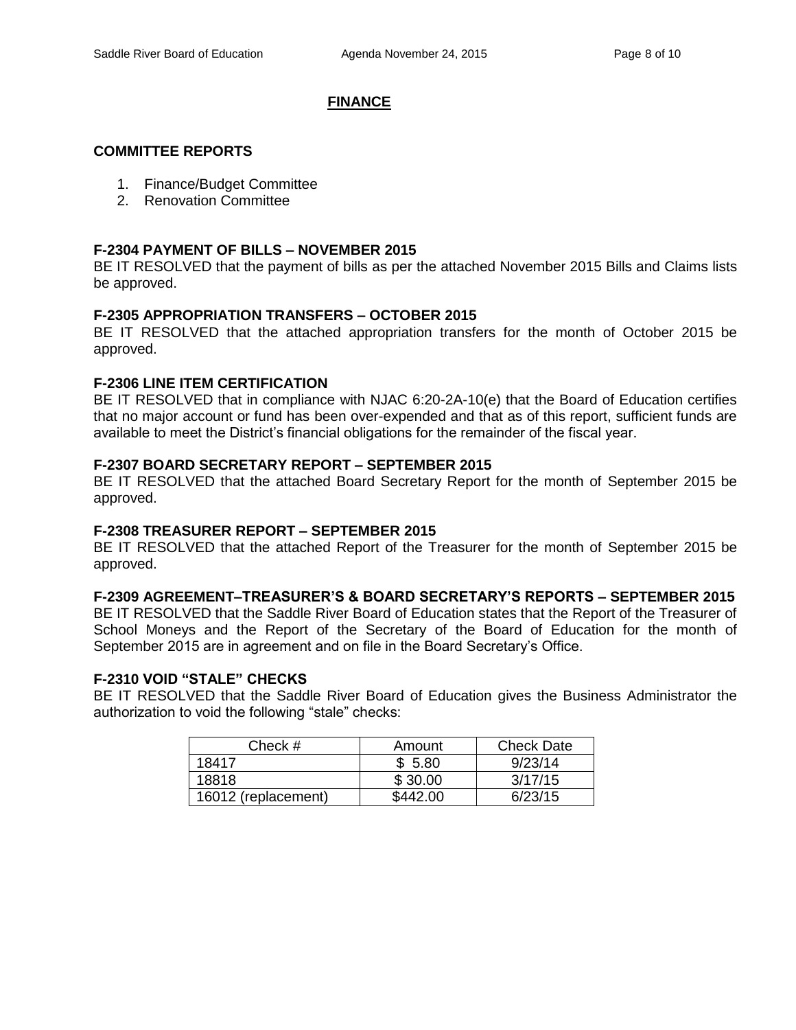## FINANCE

### COMMITTEE REPORTS

1. Finance/Budget Committee
2. Renovation Committee

**F-2304 PAYMENT OF BILLS – NOVEMBER 2015**

BE IT RESOLVED that the payment of bills as per the attached November 2015 Bills and Claims lists be approved.

**F-2305 APPROPRIATION TRANSFERS – OCTOBER 2015**

BE IT RESOLVED that the attached appropriation transfers for the month of October 2015 be approved.

**F-2306 LINE ITEM CERTIFICATION**

BE IT RESOLVED that in compliance with NJAC 6:20-2A-10(e) that the Board of Education certifies that no major account or fund has been over-expended and that as of this report, sufficient funds are available to meet the District's financial obligations for the remainder of the fiscal year.

**F-2307 BOARD SECRETARY REPORT – SEPTEMBER 2015**

BE IT RESOLVED that the attached Board Secretary Report for the month of September 2015 be approved.

**F-2308 TREASURER REPORT – SEPTEMBER 2015**

BE IT RESOLVED that the attached Report of the Treasurer for the month of September 2015 be approved.

**F-2309 AGREEMENT–TREASURER'S & BOARD SECRETARY'S REPORTS – SEPTEMBER 2015**

BE IT RESOLVED that the Saddle River Board of Education states that the Report of the Treasurer of School Moneys and the Report of the Secretary of the Board of Education for the month of September 2015 are in agreement and on file in the Board Secretary's Office.

**F-2310 VOID "STALE" CHECKS**

BE IT RESOLVED that the Saddle River Board of Education gives the Business Administrator the authorization to void the following "stale" checks:

| Check # | Amount | Check Date |
|---|---|---|
| 18417 | $ 5.80 | 9/23/14 |
| 18818 | $ 30.00 | 3/17/15 |
| 16012 (replacement) | $442.00 | 6/23/15 |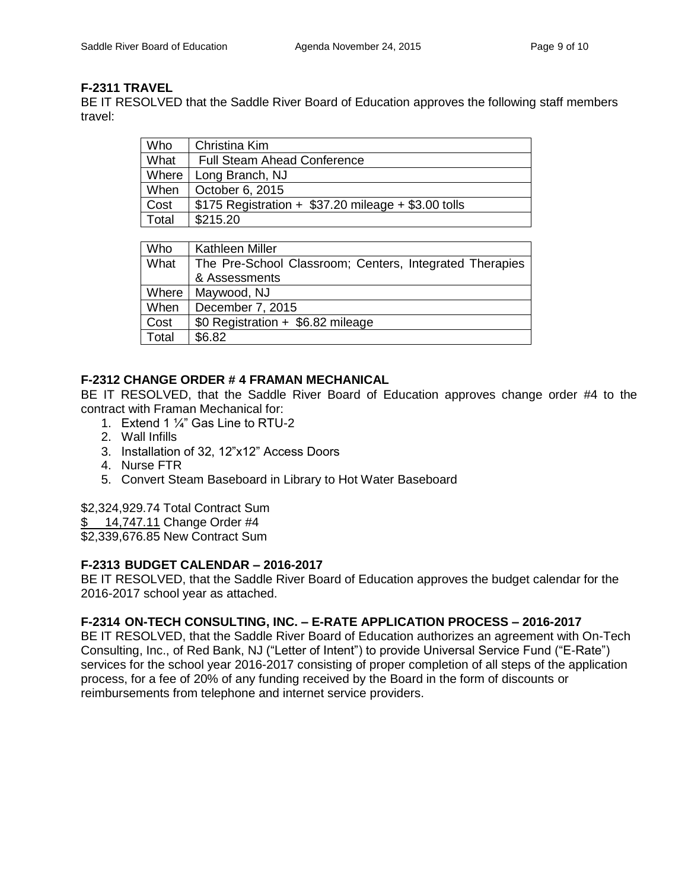**F-2311 TRAVEL**

BE IT RESOLVED that the Saddle River Board of Education approves the following staff members travel:

| Who | Christina Kim |
|---|---|
| What | Full Steam Ahead Conference |
| Where | Long Branch, NJ |
| When | October 6, 2015 |
| Cost | $175 Registration + $37.20 mileage + $3.00 tolls |
| Total | $215.20 |

| Who | Kathleen Miller |
|---|---|
| What | The Pre-School Classroom; Centers, Integrated Therapies & Assessments |
| Where | Maywood, NJ |
| When | December 7, 2015 |
| Cost | $0 Registration + $6.82 mileage |
| Total | $6.82 |

**F-2312 CHANGE ORDER # 4 FRAMAN MECHANICAL**

BE IT RESOLVED, that the Saddle River Board of Education approves change order #4 to the contract with Framan Mechanical for:

1. Extend 1 ¼" Gas Line to RTU-2
2. Wall Infills
3. Installation of 32, 12"x12" Access Doors
4. Nurse FTR
5. Convert Steam Baseboard in Library to Hot Water Baseboard

$2,324,929.74 Total Contract Sum
$ 14,747.11 Change Order #4
$2,339,676.85 New Contract Sum

**F-2313 BUDGET CALENDAR – 2016-2017**

BE IT RESOLVED, that the Saddle River Board of Education approves the budget calendar for the 2016-2017 school year as attached.

**F-2314 ON-TECH CONSULTING, INC. – E-RATE APPLICATION PROCESS – 2016-2017**

BE IT RESOLVED, that the Saddle River Board of Education authorizes an agreement with On-Tech Consulting, Inc., of Red Bank, NJ ("Letter of Intent") to provide Universal Service Fund ("E-Rate") services for the school year 2016-2017 consisting of proper completion of all steps of the application process, for a fee of 20% of any funding received by the Board in the form of discounts or reimbursements from telephone and internet service providers.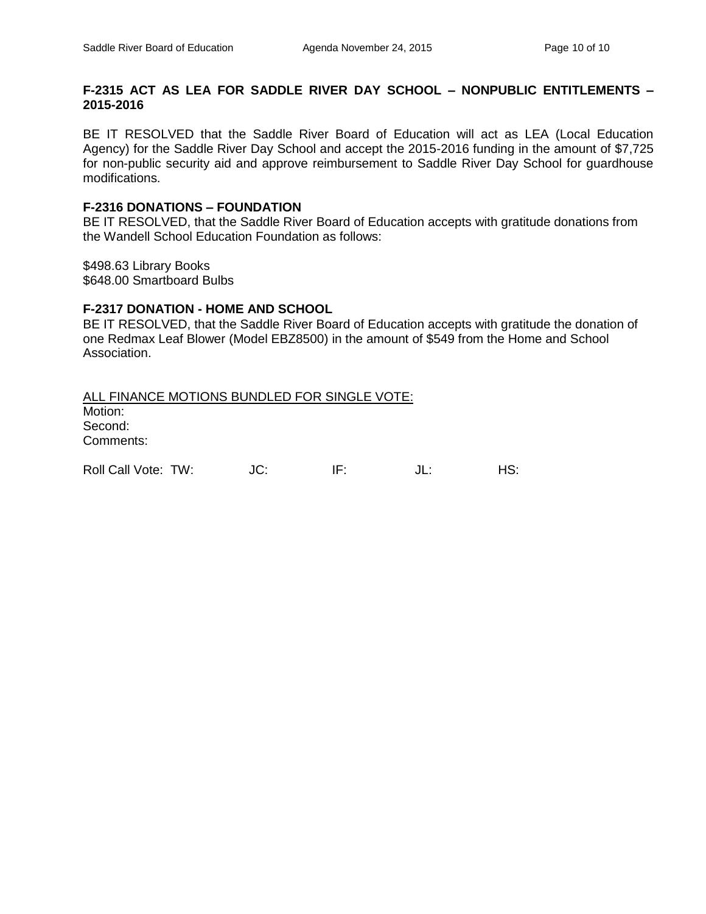**F-2315 ACT AS LEA FOR SADDLE RIVER DAY SCHOOL – NONPUBLIC ENTITLEMENTS – 2015-2016**

BE IT RESOLVED that the Saddle River Board of Education will act as LEA (Local Education Agency) for the Saddle River Day School and accept the 2015-2016 funding in the amount of $7,725 for non-public security aid and approve reimbursement to Saddle River Day School for guardhouse modifications.

**F-2316 DONATIONS – FOUNDATION**

BE IT RESOLVED, that the Saddle River Board of Education accepts with gratitude donations from the Wandell School Education Foundation as follows:

$498.63 Library Books
$648.00 Smartboard Bulbs

**F-2317 DONATION - HOME AND SCHOOL**

BE IT RESOLVED, that the Saddle River Board of Education accepts with gratitude the donation of one Redmax Leaf Blower (Model EBZ8500) in the amount of $549 from the Home and School Association.

<u>ALL FINANCE MOTIONS BUNDLED FOR SINGLE VOTE:</u>
Motion:
Second:
Comments:

Roll Call Vote: TW: JC: IF: JL: HS: